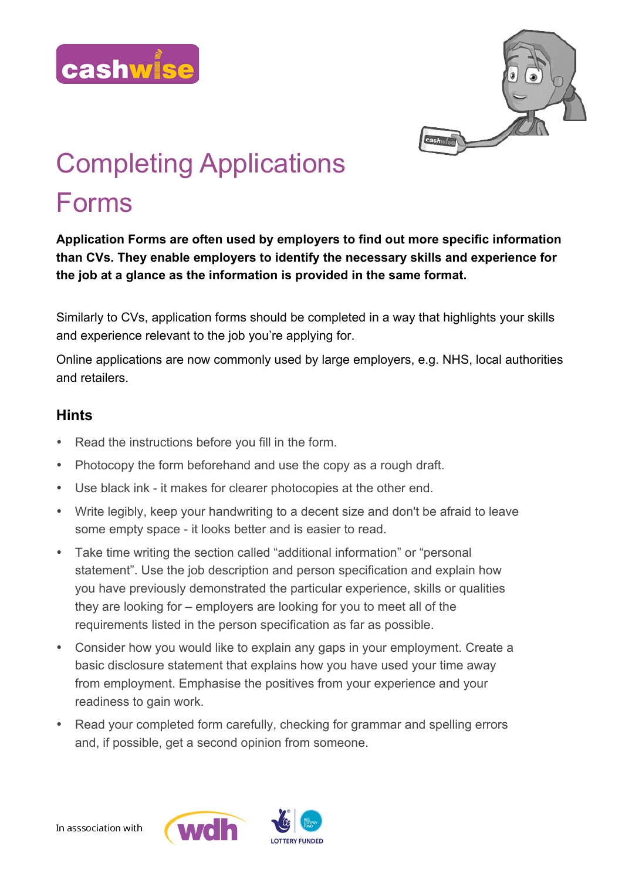cashwise

# Completing Applications Forms

**Application Forms are often used by employers to find out more specific information than CVs. They enable employers to identify the necessary skills and experience for the job at a glance as the information is provided in the same format.**

Similarly to CVs, application forms should be completed in a way that highlights your skills and experience relevant to the job you're applying for.

Online applications are now commonly used by large employers, e.g. NHS, local authorities and retailers.

## Hints

- Read the instructions before you fill in the form.
- Photocopy the form beforehand and use the copy as a rough draft.
- Use black ink - it makes for clearer photocopies at the other end.
- Write legibly, keep your handwriting to a decent size and don't be afraid to leave some empty space - it looks better and is easier to read.
- Take time writing the section called "additional information" or "personal statement". Use the job description and person specification and explain how you have previously demonstrated the particular experience, skills or qualities they are looking for – employers are looking for you to meet all of the requirements listed in the person specification as far as possible.
- Consider how you would like to explain any gaps in your employment. Create a basic disclosure statement that explains how you have used your time away from employment. Emphasise the positives from your experience and your readiness to gain work.
- Read your completed form carefully, checking for grammar and spelling errors and, if possible, get a second opinion from someone.

In asssociation with wdh LOTTERY FUNDED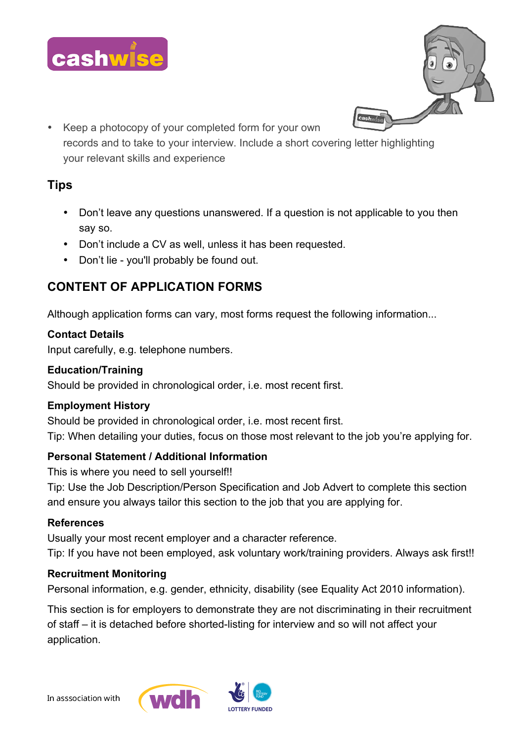- Keep a photocopy of your completed form for your own records and to take to your interview. Include a short covering letter highlighting your relevant skills and experience

## Tips

- Don't leave any questions unanswered. If a question is not applicable to you then say so.
- Don't include a CV as well, unless it has been requested.
- Don't lie - you'll probably be found out.

## CONTENT OF APPLICATION FORMS

Although application forms can vary, most forms request the following information...

**Contact Details**
Input carefully, e.g. telephone numbers.

**Education/Training**
Should be provided in chronological order, i.e. most recent first.

**Employment History**
Should be provided in chronological order, i.e. most recent first.
Tip: When detailing your duties, focus on those most relevant to the job you're applying for.

**Personal Statement / Additional Information**
This is where you need to sell yourself!!
Tip: Use the Job Description/Person Specification and Job Advert to complete this section and ensure you always tailor this section to the job that you are applying for.

**References**
Usually your most recent employer and a character reference.
Tip: If you have not been employed, ask voluntary work/training providers. Always ask first!!

**Recruitment Monitoring**
Personal information, e.g. gender, ethnicity, disability (see Equality Act 2010 information).

This section is for employers to demonstrate they are not discriminating in their recruitment of staff – it is detached before shorted-listing for interview and so will not affect your application.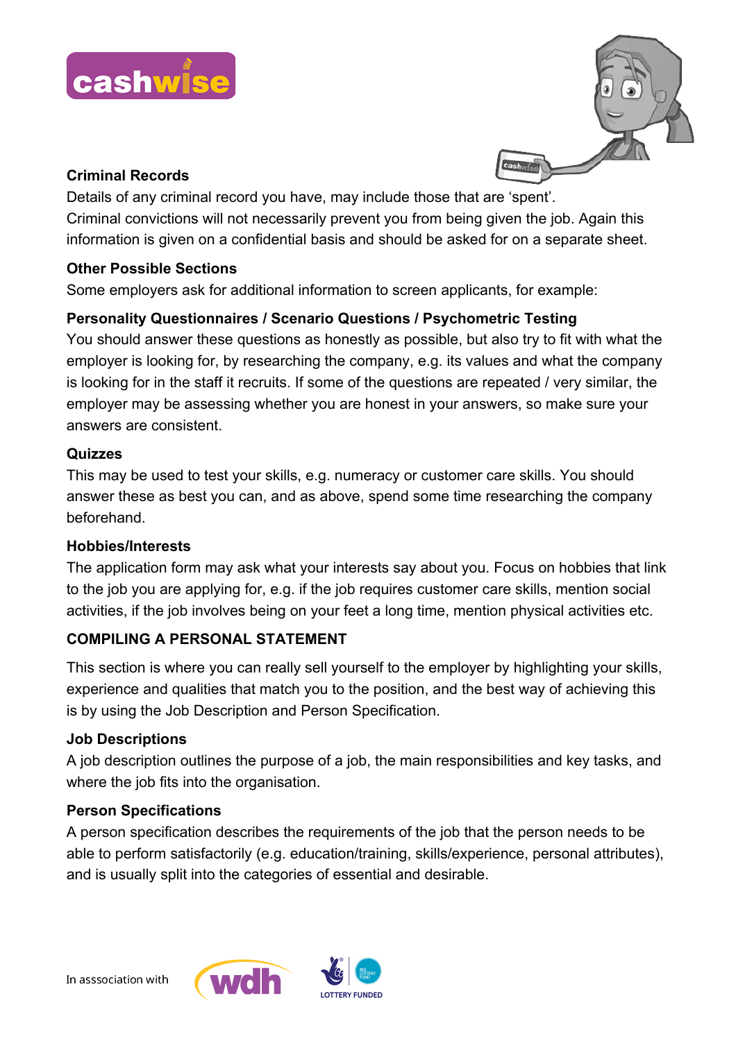### Criminal Records

Details of any criminal record you have, may include those that are 'spent'.
Criminal convictions will not necessarily prevent you from being given the job. Again this information is given on a confidential basis and should be asked for on a separate sheet.

### Other Possible Sections

Some employers ask for additional information to screen applicants, for example:

### Personality Questionnaires / Scenario Questions / Psychometric Testing

You should answer these questions as honestly as possible, but also try to fit with what the employer is looking for, by researching the company, e.g. its values and what the company is looking for in the staff it recruits. If some of the questions are repeated / very similar, the employer may be assessing whether you are honest in your answers, so make sure your answers are consistent.

### Quizzes

This may be used to test your skills, e.g. numeracy or customer care skills. You should answer these as best you can, and as above, spend some time researching the company beforehand.

### Hobbies/Interests

The application form may ask what your interests say about you. Focus on hobbies that link to the job you are applying for, e.g. if the job requires customer care skills, mention social activities, if the job involves being on your feet a long time, mention physical activities etc.

## COMPILING A PERSONAL STATEMENT

This section is where you can really sell yourself to the employer by highlighting your skills, experience and qualities that match you to the position, and the best way of achieving this is by using the Job Description and Person Specification.

### Job Descriptions

A job description outlines the purpose of a job, the main responsibilities and key tasks, and where the job fits into the organisation.

### Person Specifications

A person specification describes the requirements of the job that the person needs to be able to perform satisfactorily (e.g. education/training, skills/experience, personal attributes), and is usually split into the categories of essential and desirable.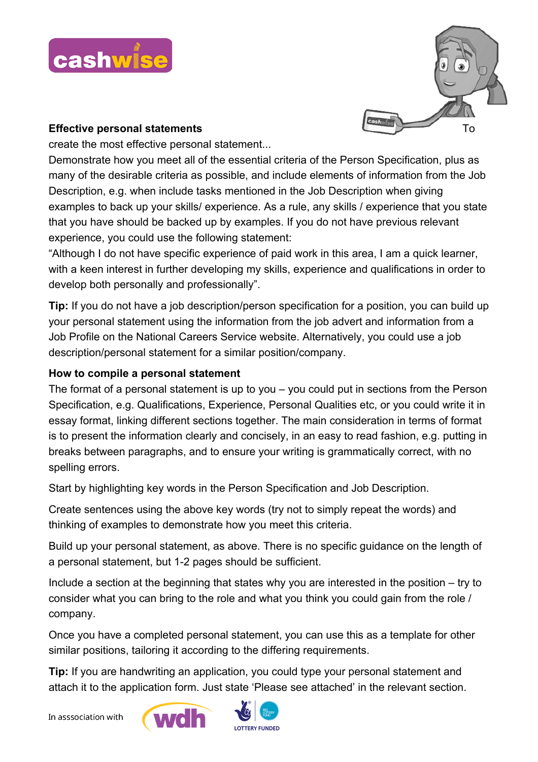**Effective personal statements**

To create the most effective personal statement...

Demonstrate how you meet all of the essential criteria of the Person Specification, plus as many of the desirable criteria as possible, and include elements of information from the Job Description, e.g. when include tasks mentioned in the Job Description when giving examples to back up your skills/ experience. As a rule, any skills / experience that you state that you have should be backed up by examples. If you do not have previous relevant experience, you could use the following statement:

"Although I do not have specific experience of paid work in this area, I am a quick learner, with a keen interest in further developing my skills, experience and qualifications in order to develop both personally and professionally".

**Tip:** If you do not have a job description/person specification for a position, you can build up your personal statement using the information from the job advert and information from a Job Profile on the National Careers Service website. Alternatively, you could use a job description/personal statement for a similar position/company.

**How to compile a personal statement**

The format of a personal statement is up to you – you could put in sections from the Person Specification, e.g. Qualifications, Experience, Personal Qualities etc, or you could write it in essay format, linking different sections together. The main consideration in terms of format is to present the information clearly and concisely, in an easy to read fashion, e.g. putting in breaks between paragraphs, and to ensure your writing is grammatically correct, with no spelling errors.

Start by highlighting key words in the Person Specification and Job Description.

Create sentences using the above key words (try not to simply repeat the words) and thinking of examples to demonstrate how you meet this criteria.

Build up your personal statement, as above. There is no specific guidance on the length of a personal statement, but 1-2 pages should be sufficient.

Include a section at the beginning that states why you are interested in the position – try to consider what you can bring to the role and what you think you could gain from the role / company.

Once you have a completed personal statement, you can use this as a template for other similar positions, tailoring it according to the differing requirements.

**Tip:** If you are handwriting an application, you could type your personal statement and attach it to the application form. Just state 'Please see attached' in the relevant section.

In assosciation with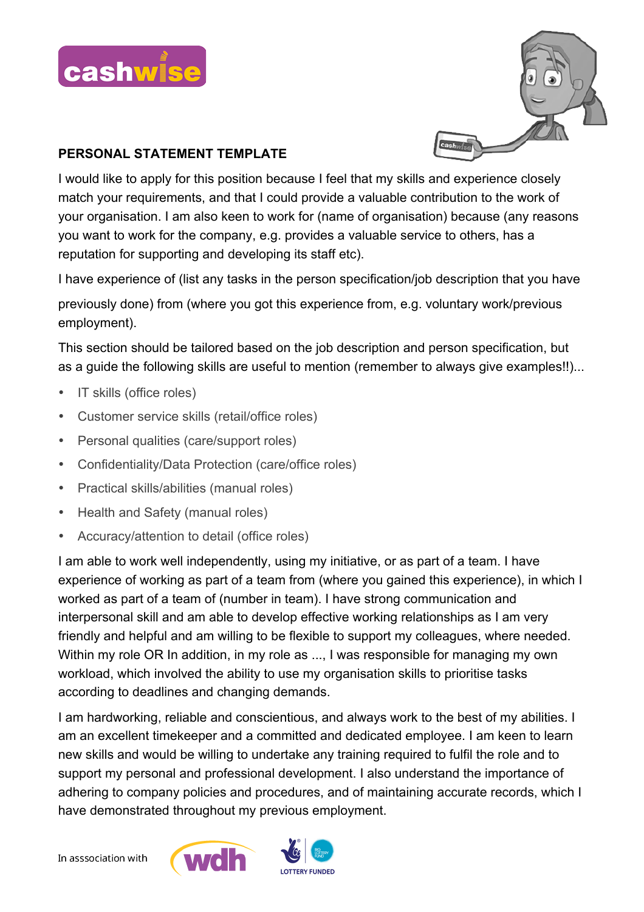## PERSONAL STATEMENT TEMPLATE

I would like to apply for this position because I feel that my skills and experience closely match your requirements, and that I could provide a valuable contribution to the work of your organisation. I am also keen to work for (name of organisation) because (any reasons you want to work for the company, e.g. provides a valuable service to others, has a reputation for supporting and developing its staff etc).

I have experience of (list any tasks in the person specification/job description that you have previously done) from (where you got this experience from, e.g. voluntary work/previous employment).

This section should be tailored based on the job description and person specification, but as a guide the following skills are useful to mention (remember to always give examples!!)...

- IT skills (office roles)
- Customer service skills (retail/office roles)
- Personal qualities (care/support roles)
- Confidentiality/Data Protection (care/office roles)
- Practical skills/abilities (manual roles)
- Health and Safety (manual roles)
- Accuracy/attention to detail (office roles)

I am able to work well independently, using my initiative, or as part of a team. I have experience of working as part of a team from (where you gained this experience), in which I worked as part of a team of (number in team). I have strong communication and interpersonal skill and am able to develop effective working relationships as I am very friendly and helpful and am willing to be flexible to support my colleagues, where needed. Within my role OR In addition, in my role as ..., I was responsible for managing my own workload, which involved the ability to use my organisation skills to prioritise tasks according to deadlines and changing demands.

I am hardworking, reliable and conscientious, and always work to the best of my abilities. I am an excellent timekeeper and a committed and dedicated employee. I am keen to learn new skills and would be willing to undertake any training required to fulfil the role and to support my personal and professional development. I also understand the importance of adhering to company policies and procedures, and of maintaining accurate records, which I have demonstrated throughout my previous employment.

In asssociation with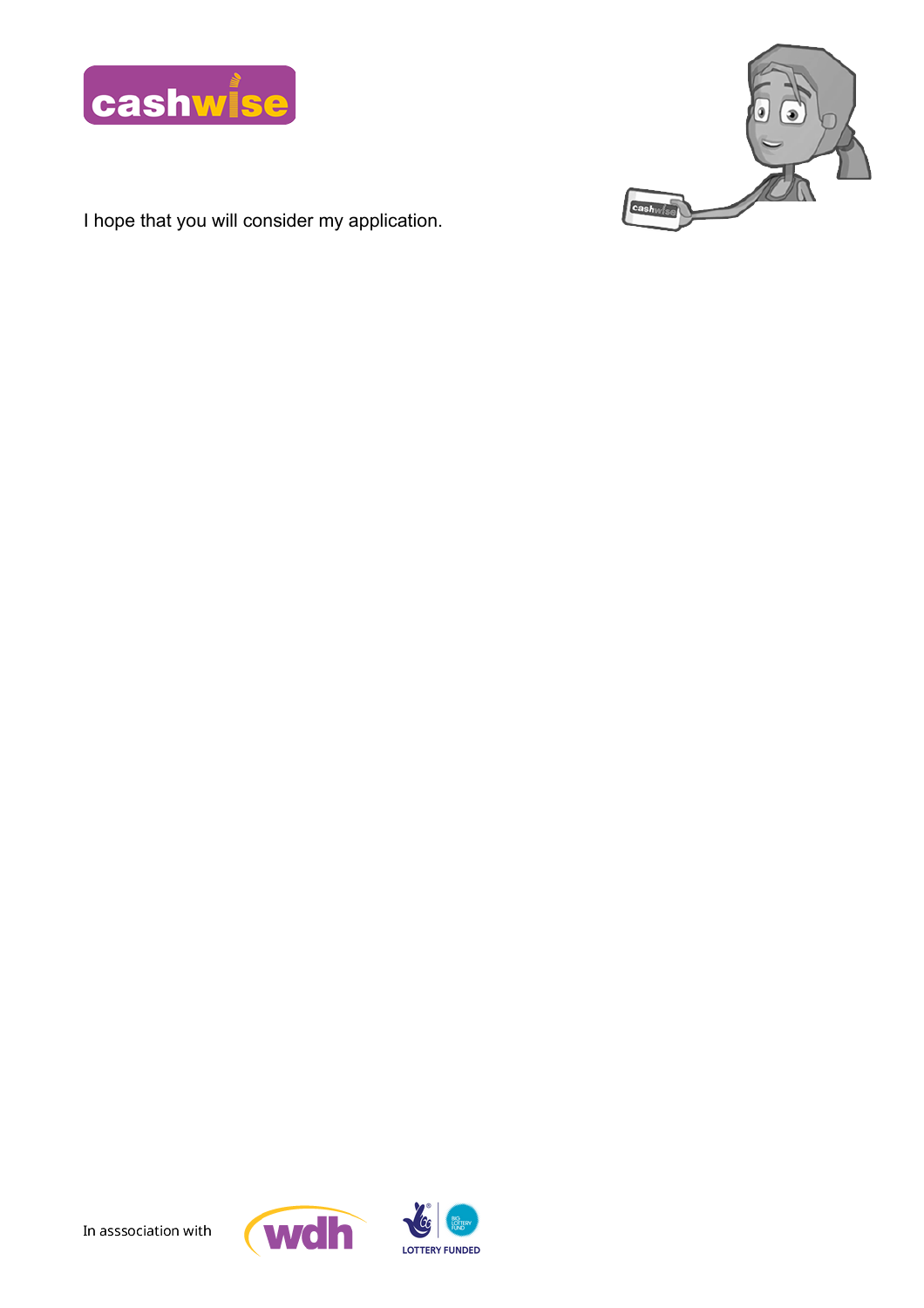I hope that you will consider my application.